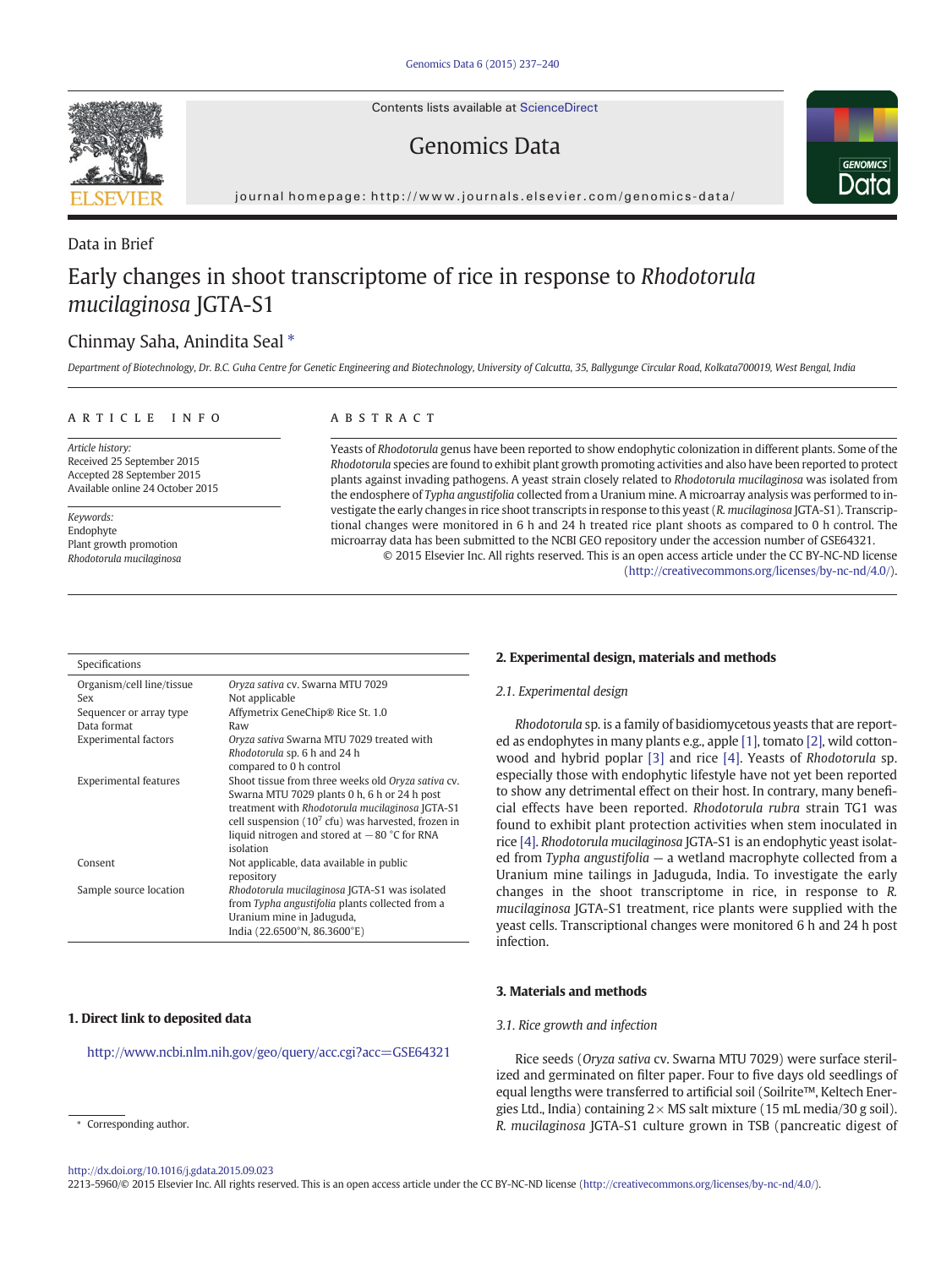Contents lists available at ScienceDirect

Genomics Data

journal homepage: http://www.journals.elsevier.com/genomics-data/

Data in Brief

# Early changes in shoot transcriptome of rice in response to *Rhodotorula mucilaginosa* JGTA-S1

Chinmay Saha, Anindita Seal *

*Department of Biotechnology, Dr. B.C. Guha Centre for Genetic Engineering and Biotechnology, University of Calcutta, 35, Ballygunge Circular Road, Kolkata700019, West Bengal, India*

**ARTICLE INFO**

*Article history:*
Received 25 September 2015
Accepted 28 September 2015
Available online 24 October 2015

*Keywords:*
Endophyte
Plant growth promotion
*Rhodotorula mucilaginosa*

**ABSTRACT**

Yeasts of *Rhodotorula* genus have been reported to show endophytic colonization in different plants. Some of the *Rhodotorula* species are found to exhibit plant growth promoting activities and also have been reported to protect plants against invading pathogens. A yeast strain closely related to *Rhodotorula mucilaginosa* was isolated from the endosphere of *Typha angustifolia* collected from a Uranium mine. A microarray analysis was performed to investigate the early changes in rice shoot transcripts in response to this yeast (*R. mucilaginosa* JGTA-S1). Transcriptional changes were monitored in 6 h and 24 h treated rice plant shoots as compared to 0 h control. The microarray data has been submitted to the NCBI GEO repository under the accession number of GSE64321.

© 2015 Elsevier Inc. All rights reserved. This is an open access article under the CC BY-NC-ND license (http://creativecommons.org/licenses/by-nc-nd/4.0/).

| Specifications | |
|---|---|
| Organism/cell line/tissue | *Oryza sativa* cv. Swarna MTU 7029 |
| Sex | Not applicable |
| Sequencer or array type | Affymetrix GeneChip® Rice St. 1.0 |
| Data format | Raw |
| Experimental factors | *Oryza sativa* Swarna MTU 7029 treated with *Rhodotorula* sp. 6 h and 24 h compared to 0 h control |
| Experimental features | Shoot tissue from three weeks old *Oryza sativa* cv. Swarna MTU 7029 plants 0 h, 6 h or 24 h post treatment with *Rhodotorula mucilaginosa* JGTA-S1 cell suspension ($10^7$ cfu) was harvested, frozen in liquid nitrogen and stored at −80 °C for RNA isolation |
| Consent | Not applicable, data available in public repository |
| Sample source location | *Rhodotorula mucilaginosa* JGTA-S1 was isolated from *Typha angustifolia* plants collected from a Uranium mine in Jaduguda, India (22.6500°N, 86.3600°E) |

## 1. Direct link to deposited data

http://www.ncbi.nlm.nih.gov/geo/query/acc.cgi?acc=GSE64321

## 2. Experimental design, materials and methods

### 2.1. Experimental design

*Rhodotorula* sp. is a family of basidiomycetous yeasts that are reported as endophytes in many plants e.g., apple [1], tomato [2], wild cottonwood and hybrid poplar [3] and rice [4]. Yeasts of *Rhodotorula* sp. especially those with endophytic lifestyle have not yet been reported to show any detrimental effect on their host. In contrary, many beneficial effects have been reported. *Rhodotorula rubra* strain TG1 was found to exhibit plant protection activities when stem inoculated in rice [4]. *Rhodotorula mucilaginosa* JGTA-S1 is an endophytic yeast isolated from *Typha angustifolia* — a wetland macrophyte collected from a Uranium mine tailings in Jaduguda, India. To investigate the early changes in the shoot transcriptome in rice, in response to *R. mucilaginosa* JGTA-S1 treatment, rice plants were supplied with the yeast cells. Transcriptional changes were monitored 6 h and 24 h post infection.

## 3. Materials and methods

### 3.1. Rice growth and infection

Rice seeds (*Oryza sativa* cv. Swarna MTU 7029) were surface sterilized and germinated on filter paper. Four to five days old seedlings of equal lengths were transferred to artificial soil (Soilrite™, Keltech Energies Ltd., India) containing 2× MS salt mixture (15 mL media/30 g soil). *R. mucilaginosa* JGTA-S1 culture grown in TSB (pancreatic digest of

* Corresponding author.

http://dx.doi.org/10.1016/j.gdata.2015.09.023
2213-5960/© 2015 Elsevier Inc. All rights reserved. This is an open access article under the CC BY-NC-ND license (http://creativecommons.org/licenses/by-nc-nd/4.0/).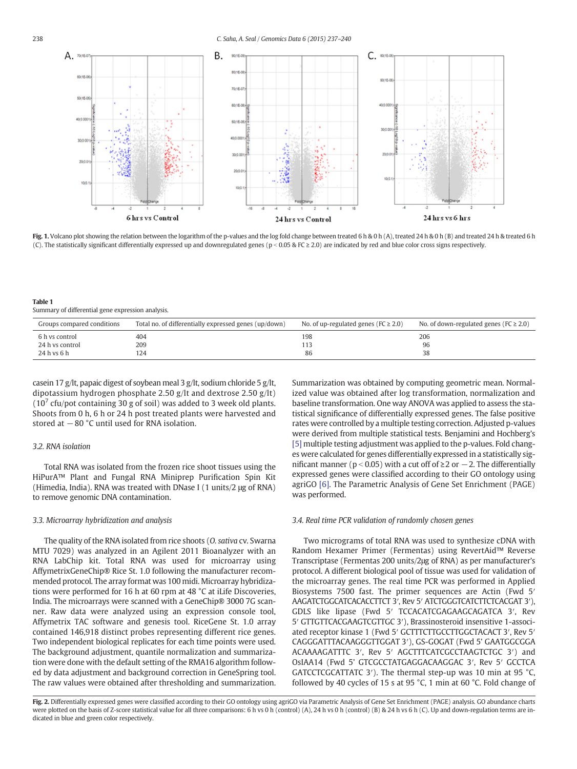Fig. 1. Volcano plot showing the relation between the logarithm of the p-values and the log fold change between treated 6 h & 0 h (A), treated 24 h & 0 h (B) and treated 24 h & treated 6 h (C). The statistically significant differentially expressed up and downregulated genes ($p < 0.05$ & FC ≥ 2.0) are indicated by red and blue color cross signs respectively.

Table 1
Summary of differential gene expression analysis.

| Groups compared conditions | Total no. of differentially expressed genes (up/down) | No. of up-regulated genes (FC ≥ 2.0) | No. of down-regulated genes (FC ≥ 2.0) |
|---|---|---|---|
| 6 h vs control | 404 | 198 | 206 |
| 24 h vs control | 209 | 113 | 96 |
| 24 h vs 6 h | 124 | 86 | 38 |

casein 17 g/lt, papaic digest of soybean meal 3 g/lt, sodium chloride 5 g/lt, dipotassium hydrogen phosphate 2.50 g/lt and dextrose 2.50 g/lt) ($10^7$ cfu/pot containing 30 g of soil) was added to 3 week old plants. Shoots from 0 h, 6 h or 24 h post treated plants were harvested and stored at −80 °C until used for RNA isolation.

### 3.2. RNA isolation

Total RNA was isolated from the frozen rice shoot tissues using the HiPurA™ Plant and Fungal RNA Miniprep Purification Spin Kit (Himedia, India). RNA was treated with DNase I (1 units/2 μg of RNA) to remove genomic DNA contamination.

### 3.3. Microarray hybridization and analysis

The quality of the RNA isolated from rice shoots (*O. sativa* cv. Swarna MTU 7029) was analyzed in an Agilent 2011 Bioanalyzer with an RNA LabChip kit. Total RNA was used for microarray using AffymetrixGeneChip® Rice St. 1.0 following the manufacturer recommended protocol. The array format was 100 midi. Microarray hybridizations were performed for 16 h at 60 rpm at 48 °C at iLife Discoveries, India. The microarrays were scanned with a GeneChip® 3000 7G scanner. Raw data were analyzed using an expression console tool, Affymetrix TAC software and genesis tool. RiceGene St. 1.0 array contained 146,918 distinct probes representing different rice genes. Two independent biological replicates for each time points were used. The background adjustment, quantile normalization and summarization were done with the default setting of the RMA16 algorithm followed by data adjustment and background correction in GeneSpring tool. The raw values were obtained after thresholding and summarization. Summarization was obtained by computing geometric mean. Normalized value was obtained after log transformation, normalization and baseline transformation. One way ANOVA was applied to assess the statistical significance of differentially expressed genes. The false positive rates were controlled by a multiple testing correction. Adjusted p-values were derived from multiple statistical tests. Benjamini and Hochberg's [5] multiple testing adjustment was applied to the p-values. Fold changes were calculated for genes differentially expressed in a statistically significant manner ($p < 0.05$) with a cut off of ≥2 or −2. The differentially expressed genes were classified according to their GO ontology using agriGO [6]. The Parametric Analysis of Gene Set Enrichment (PAGE) was performed.

### 3.4. Real time PCR validation of randomly chosen genes

Two micrograms of total RNA was used to synthesize cDNA with Random Hexamer Primer (Fermentas) using RevertAid™ Reverse Transcriptase (Fermentas 200 units/2μg of RNA) as per manufacturer's protocol. A different biological pool of tissue was used for validation of the microarray genes. The real time PCR was performed in Applied Biosystems 7500 fast. The primer sequences are Actin (Fwd 5′ AAGATCTGGCATCACACCTTCT 3′, Rev 5′ ATCTGGGTCATCTTCTCACGAT 3′), GDLS like lipase (Fwd 5′ TCCACATCGAGAAGCAGATCA 3′, Rev 5′ GTTGTTCACGAAGTCGTTGC 3′), Brassinosteroid insensitive 1-associated receptor kinase 1 (Fwd 5′ GCTTTCTTGCCTTGGCTACACT 3′, Rev 5′ CAGGGATTTACAAGGGTTGGAT 3′), GS-GOGAT (Fwd 5' GAATGGCGGAACAAAAGATTTC 3′, Rev 5′ AGCTTTCATCGCCTAAGTCTGC 3′) and OsIAA14 (Fwd 5′ GTCGCCTATGAGGACAAGGAC 3′, Rev 5′ GCCTCAGATCCTCGCATTATC 3′). The thermal step-up was 10 min at 95 °C, followed by 40 cycles of 15 s at 95 °C, 1 min at 60 °C. Fold change of

Fig. 2. Differentially expressed genes were classified according to their GO ontology using agriGO via Parametric Analysis of Gene Set Enrichment (PAGE) analysis. GO abundance charts were plotted on the basis of Z-score statistical value for all three comparisons: 6 h vs 0 h (control) (A), 24 h vs 0 h (control) (B) & 24 h vs 6 h (C). Up and down-regulation terms are indicated in blue and green color respectively.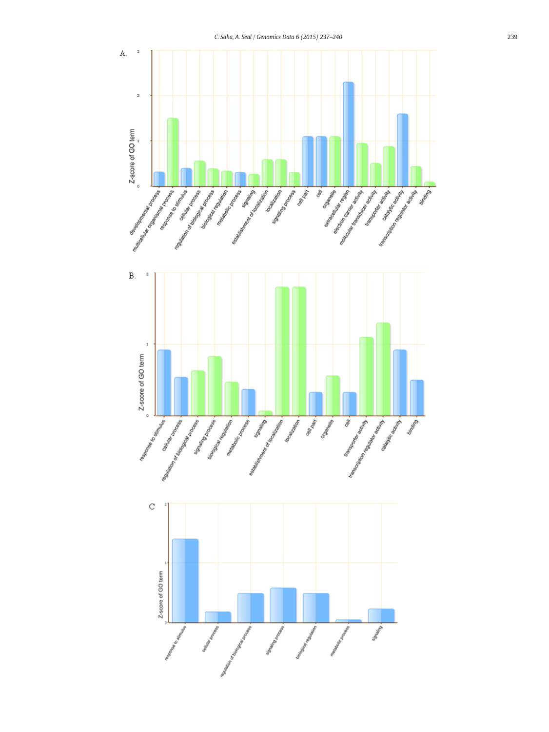A.

B.

C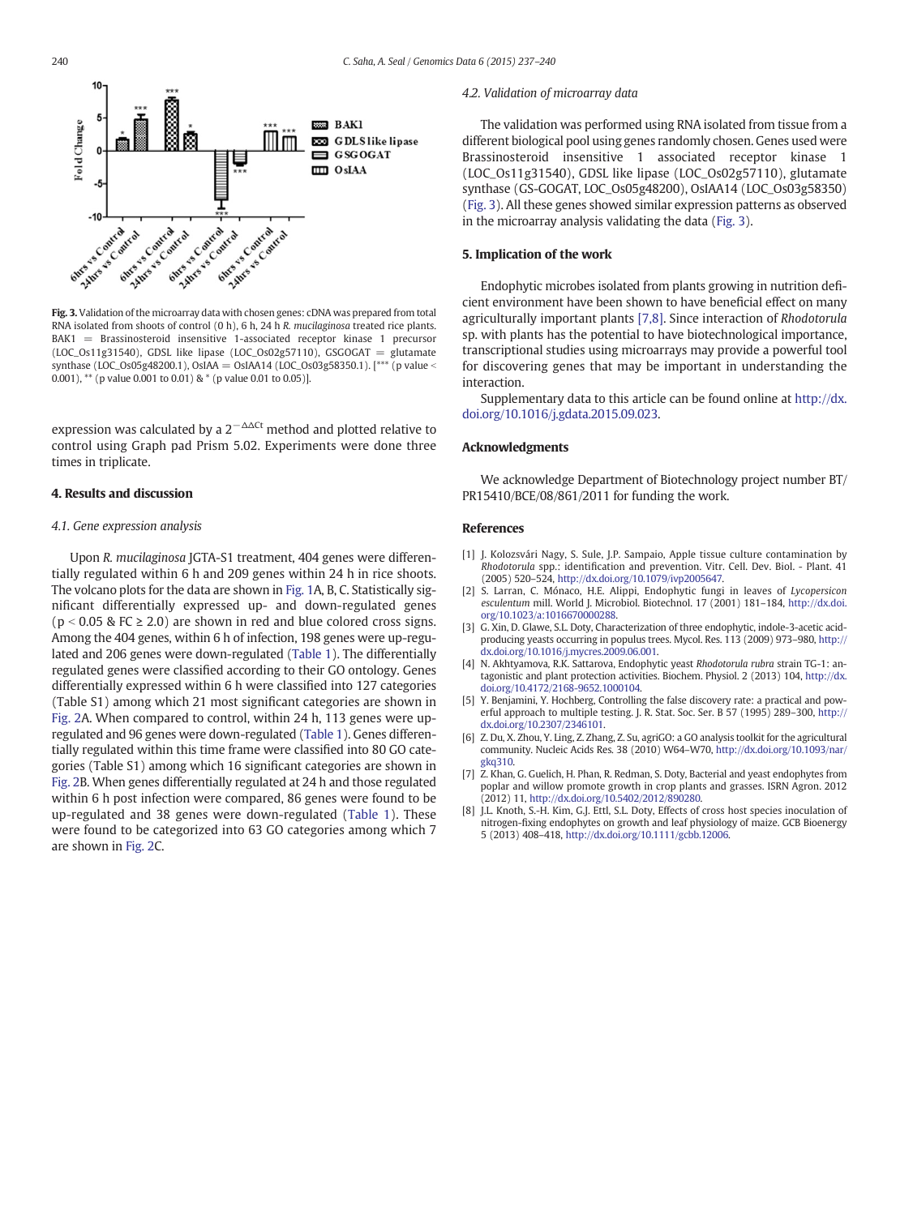10
5
0
-5
-10

Fold Change

\*
\*\*\*
\*\*\*
\*
\*\*\*
\*\*\*
\*\*\*
\*\*\*

BAK1
GDLS like lipase
GSGOGAT
OsIAA

6hrs vs Control
24hrs vs Control
6hrs vs Control
24hrs vs Control
6hrs vs Control
24hrs vs Control
6hrs vs Control
24hrs vs Control

**Fig. 3.** Validation of the microarray data with chosen genes: cDNA was prepared from total RNA isolated from shoots of control (0 h), 6 h, 24 h *R. mucilaginosa* treated rice plants. BAK1 = Brassinosteroid insensitive 1-associated receptor kinase 1 precursor (LOC_Os11g31540), GDSL like lipase (LOC_Os02g57110), GSGOGAT = glutamate synthase (LOC_Os05g48200.1), OsIAA = OsIAA14 (LOC_Os03g58350.1). [\*\*\* (p value < 0.001), \*\* (p value 0.001 to 0.01) & \* (p value 0.01 to 0.05)].

expression was calculated by a $2^{-\Delta\Delta Ct}$ method and plotted relative to control using Graph pad Prism 5.02. Experiments were done three times in triplicate.

## 4. Results and discussion

### 4.1. Gene expression analysis

Upon *R. mucilaginosa* JGTA-S1 treatment, 404 genes were differentially regulated within 6 h and 209 genes within 24 h in rice shoots. The volcano plots for the data are shown in Fig. 1A, B, C. Statistically significant differentially expressed up- and down-regulated genes ($p < 0.05$ & $FC \geq 2.0$) are shown in red and blue colored cross signs. Among the 404 genes, within 6 h of infection, 198 genes were up-regulated and 206 genes were down-regulated (Table 1). The differentially regulated genes were classified according to their GO ontology. Genes differentially expressed within 6 h were classified into 127 categories (Table S1) among which 21 most significant categories are shown in Fig. 2A. When compared to control, within 24 h, 113 genes were up-regulated and 96 genes were down-regulated (Table 1). Genes differentially regulated within this time frame were classified into 80 GO categories (Table S1) among which 16 significant categories are shown in Fig. 2B. When genes differentially regulated at 24 h and those regulated within 6 h post infection were compared, 86 genes were found to be up-regulated and 38 genes were down-regulated (Table 1). These were found to be categorized into 63 GO categories among which 7 are shown in Fig. 2C.

### 4.2. Validation of microarray data

The validation was performed using RNA isolated from tissue from a different biological pool using genes randomly chosen. Genes used were Brassinosteroid insensitive 1 associated receptor kinase 1 (LOC_Os11g31540), GDSL like lipase (LOC_Os02g57110), glutamate synthase (GS-GOGAT, LOC_Os05g48200), OsIAA14 (LOC_Os03g58350) (Fig. 3). All these genes showed similar expression patterns as observed in the microarray analysis validating the data (Fig. 3).

## 5. Implication of the work

Endophytic microbes isolated from plants growing in nutrition deficient environment have been shown to have beneficial effect on many agriculturally important plants [7,8]. Since interaction of *Rhodotorula* sp. with plants has the potential to have biotechnological importance, transcriptional studies using microarrays may provide a powerful tool for discovering genes that may be important in understanding the interaction.

Supplementary data to this article can be found online at http://dx.doi.org/10.1016/j.gdata.2015.09.023.

## Acknowledgments

We acknowledge Department of Biotechnology project number BT/PR15410/BCE/08/861/2011 for funding the work.

## References

[1] J. Kolozsvári Nagy, S. Sule, J.P. Sampaio, Apple tissue culture contamination by *Rhodotorula* spp.: identification and prevention. Vitr. Cell. Dev. Biol. - Plant. 41 (2005) 520–524, http://dx.doi.org/10.1079/ivp2005647.

[2] S. Larran, C. Mónaco, H.E. Alippi, Endophytic fungi in leaves of *Lycopersicon esculentum* mill. World J. Microbiol. Biotechnol. 17 (2001) 181–184, http://dx.doi.org/10.1023/a:1016670000288.

[3] G. Xin, D. Glawe, S.L. Doty, Characterization of three endophytic, indole-3-acetic acid-producing yeasts occurring in populus trees. Mycol. Res. 113 (2009) 973–980, http://dx.doi.org/10.1016/j.mycres.2009.06.001.

[4] N. Akhtyamova, R.K. Sattarova, Endophytic yeast *Rhodotorula rubra* strain TG-1: antagonistic and plant protection activities. Biochem. Physiol. 2 (2013) 104, http://dx.doi.org/10.4172/2168-9652.1000104.

[5] Y. Benjamini, Y. Hochberg, Controlling the false discovery rate: a practical and powerful approach to multiple testing. J. R. Stat. Soc. Ser. B 57 (1995) 289–300, http://dx.doi.org/10.2307/2346101.

[6] Z. Du, X. Zhou, Y. Ling, Z. Zhang, Z. Su, agriGO: a GO analysis toolkit for the agricultural community. Nucleic Acids Res. 38 (2010) W64–W70, http://dx.doi.org/10.1093/nar/gkq310.

[7] Z. Khan, G. Guelich, H. Phan, R. Redman, S. Doty, Bacterial and yeast endophytes from poplar and willow promote growth in crop plants and grasses. ISRN Agron. 2012 (2012) 11, http://dx.doi.org/10.5402/2012/890280.

[8] J.L. Knoth, S.-H. Kim, G.J. Ettl, S.L. Doty, Effects of cross host species inoculation of nitrogen-fixing endophytes on growth and leaf physiology of maize. GCB Bioenergy 5 (2013) 408–418, http://dx.doi.org/10.1111/gcbb.12006.